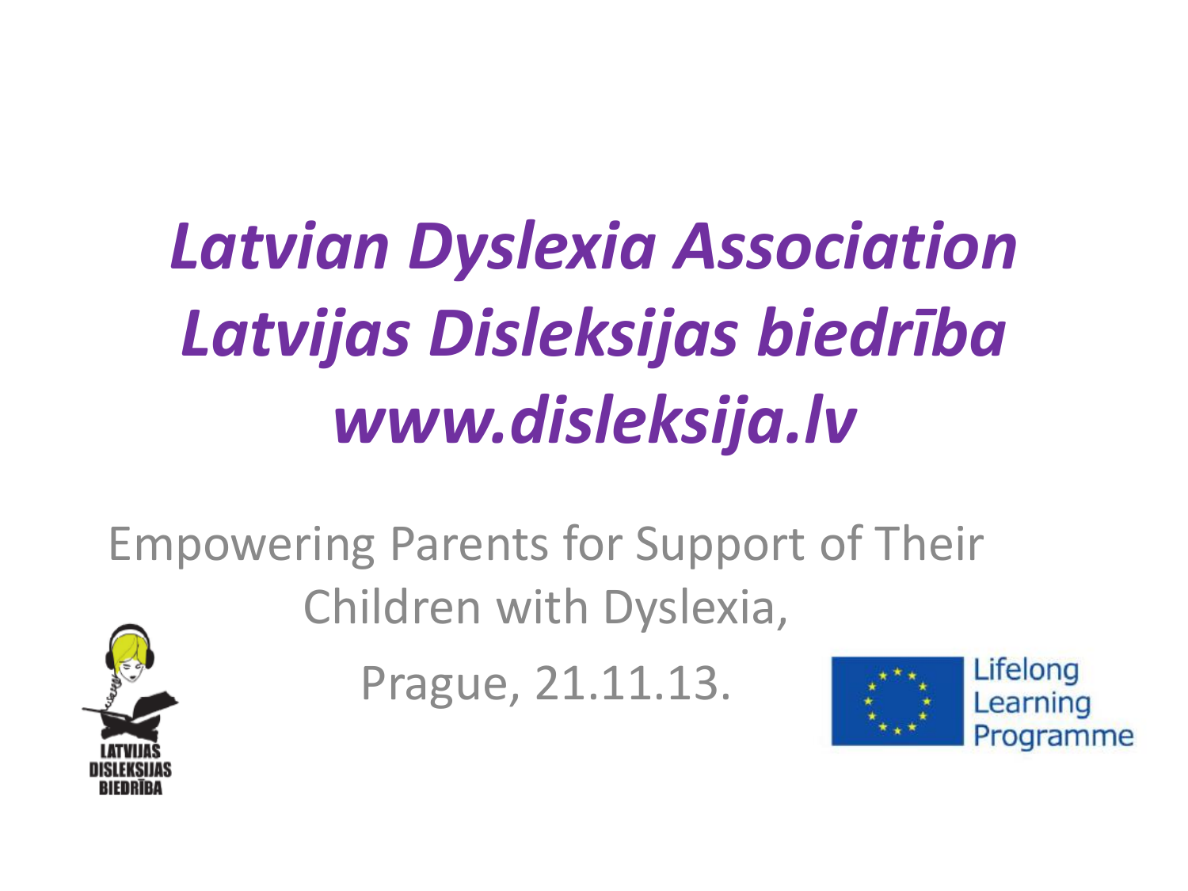# *Latvian Dyslexia Association*
# *Latvijas Disleksijas biedrība*
# *www.disleksija.lv*

Empowering Parents for Support of Their Children with Dyslexia,

Prague, 21.11.13.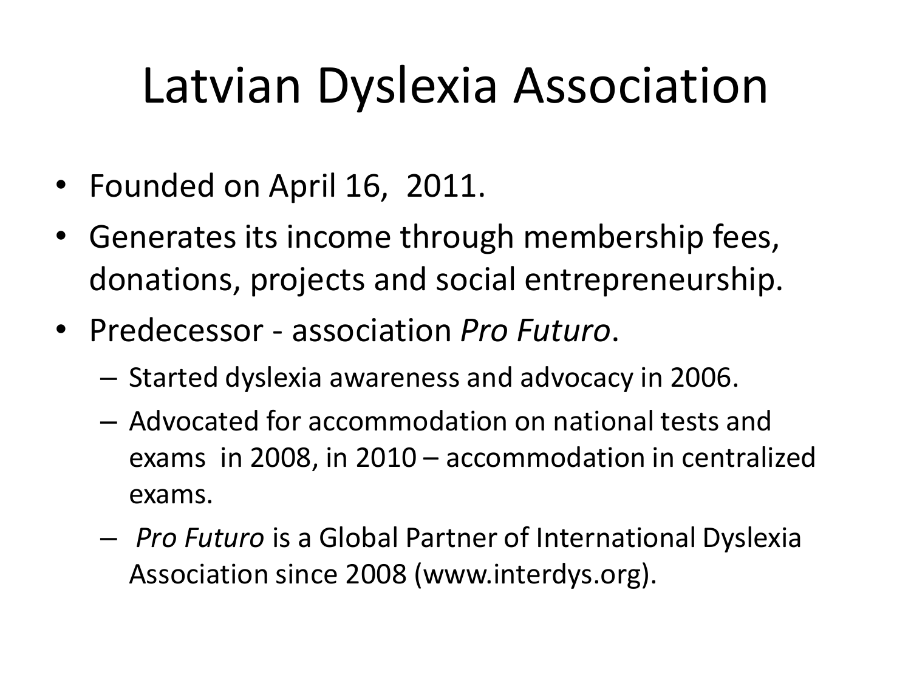# Latvian Dyslexia Association

- Founded on April 16, 2011.
- Generates its income through membership fees, donations, projects and social entrepreneurship.
- Predecessor - association *Pro Futuro*.
  - Started dyslexia awareness and advocacy in 2006.
  - Advocated for accommodation on national tests and exams in 2008, in 2010 – accommodation in centralized exams.
  - *Pro Futuro* is a Global Partner of International Dyslexia Association since 2008 (www.interdys.org).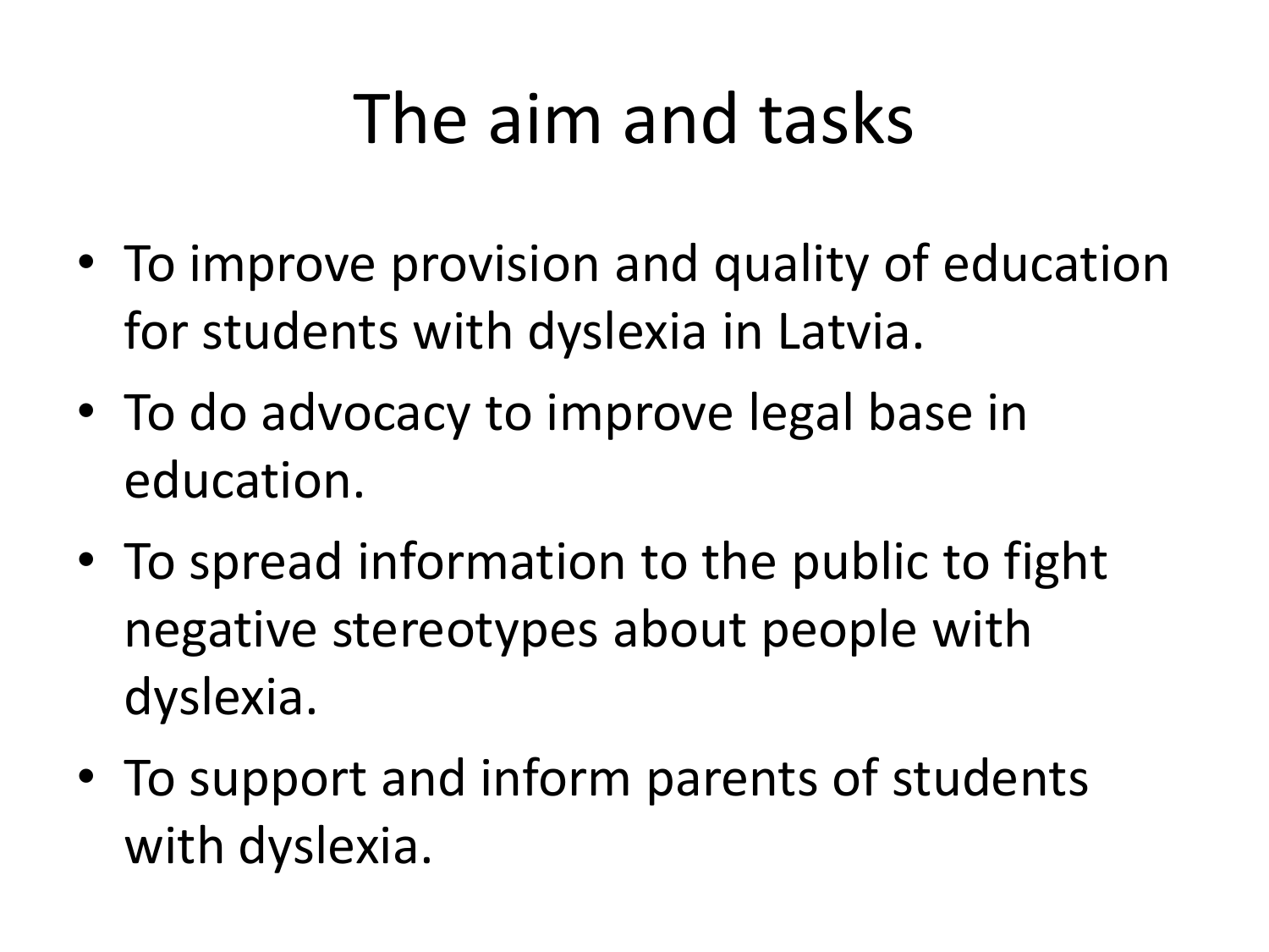# The aim and tasks

- To improve provision and quality of education for students with dyslexia in Latvia.
- To do advocacy to improve legal base in education.
- To spread information to the public to fight negative stereotypes about people with dyslexia.
- To support and inform parents of students with dyslexia.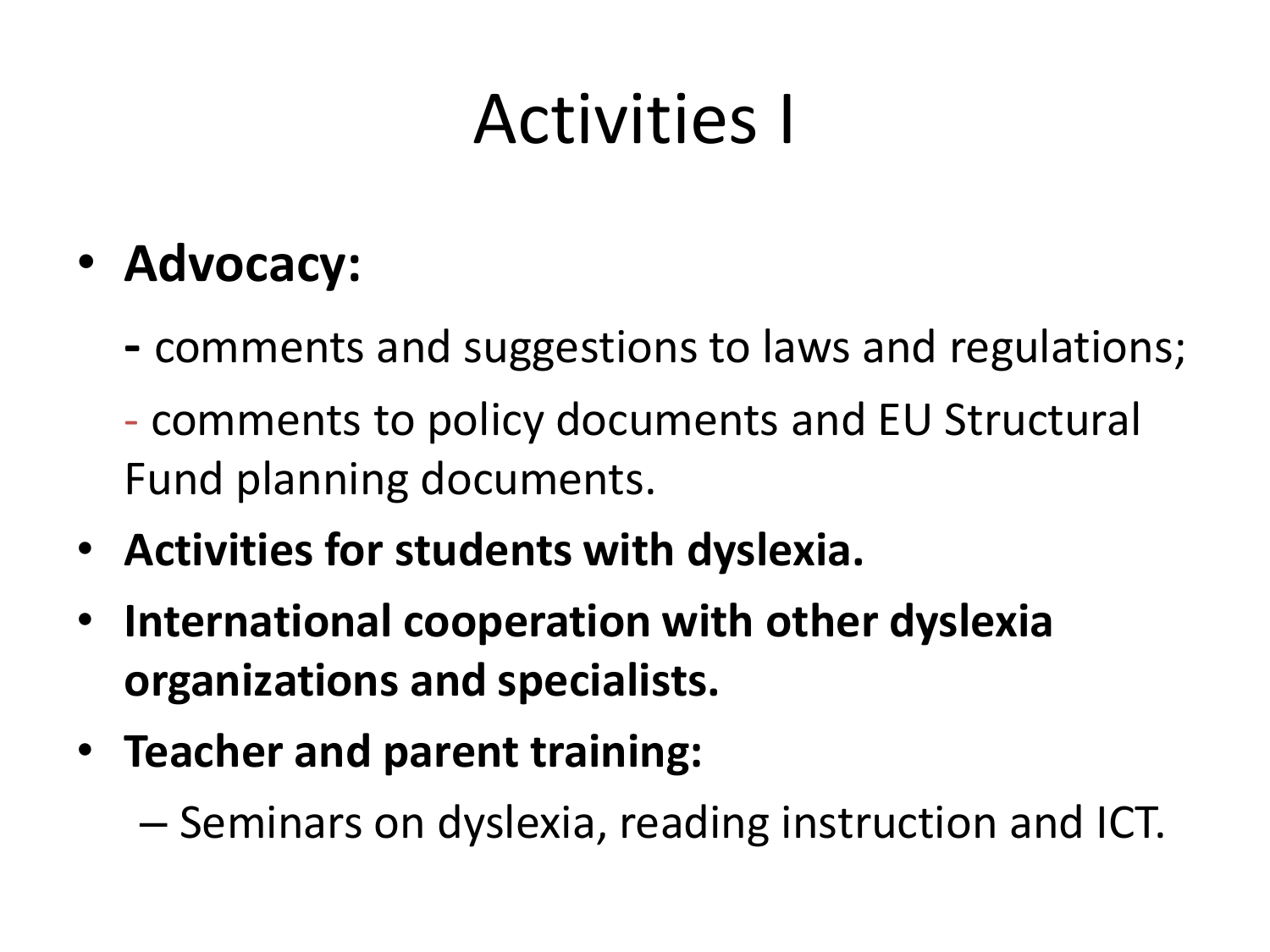# Activities I

- **Advocacy:**

  **-** comments and suggestions to laws and regulations;

  - comments to policy documents and EU Structural Fund planning documents.

- **Activities for students with dyslexia.**
- **International cooperation with other dyslexia organizations and specialists.**
- **Teacher and parent training:**
  – Seminars on dyslexia, reading instruction and ICT.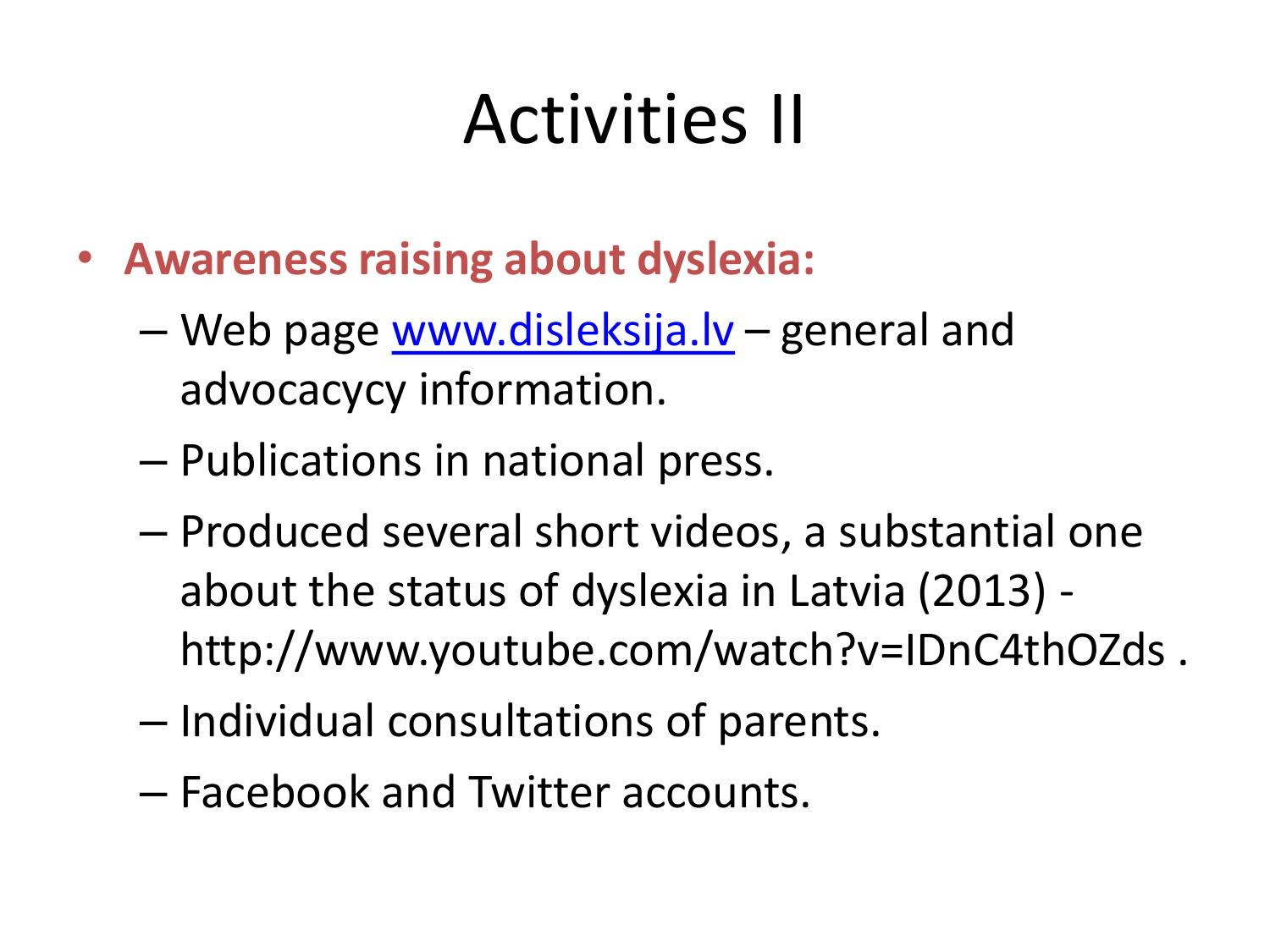# Activities II

- **Awareness raising about dyslexia:**
  - Web page [www.disleksija.lv](www.disleksija.lv) – general and advocacycy information.
  - Publications in national press.
  - Produced several short videos, a substantial one about the status of dyslexia in Latvia (2013) - http://www.youtube.com/watch?v=IDnC4thOZds .
  - Individual consultations of parents.
  - Facebook and Twitter accounts.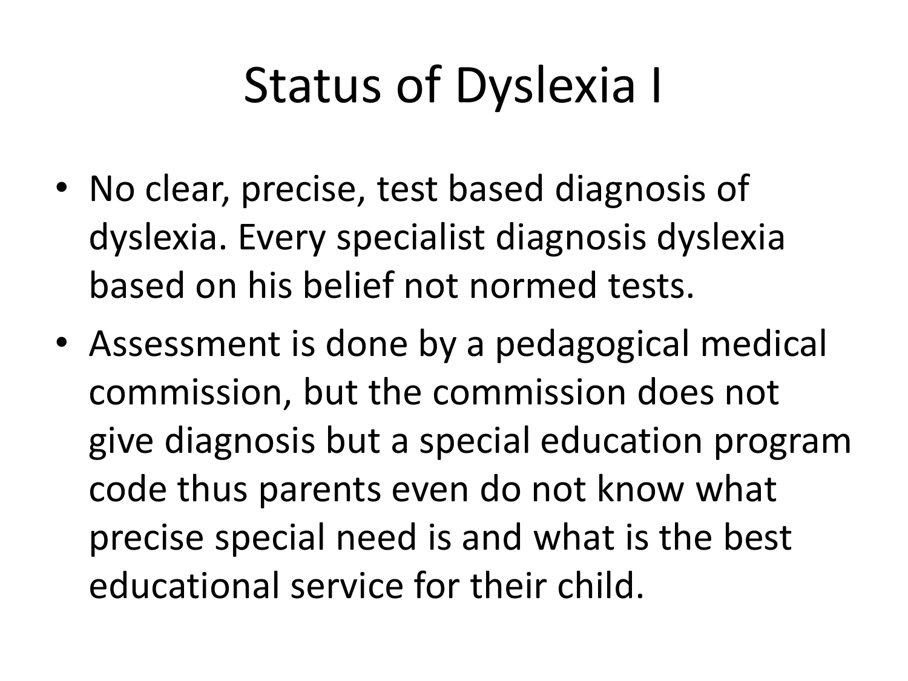# Status of Dyslexia I

- No clear, precise, test based diagnosis of dyslexia. Every specialist diagnosis dyslexia based on his belief not normed tests.
- Assessment is done by a pedagogical medical commission, but the commission does not give diagnosis but a special education program code thus parents even do not know what precise special need is and what is the best educational service for their child.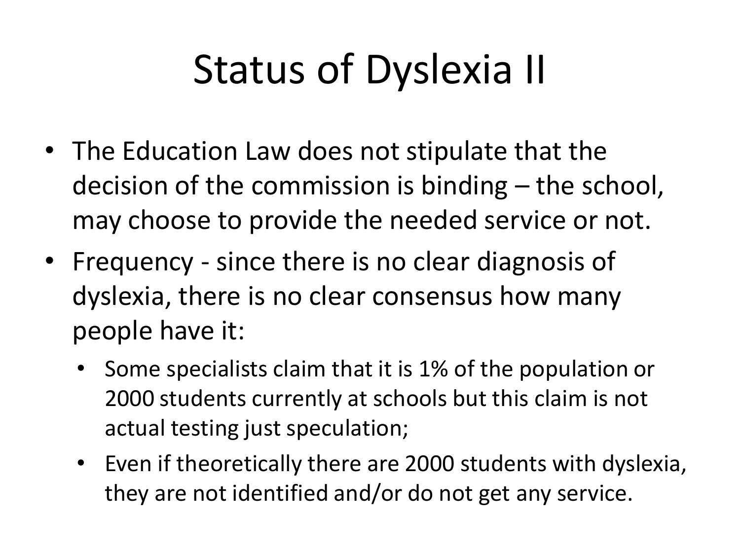# Status of Dyslexia II

- The Education Law does not stipulate that the decision of the commission is binding – the school, may choose to provide the needed service or not.
- Frequency - since there is no clear diagnosis of dyslexia, there is no clear consensus how many people have it:
  - Some specialists claim that it is 1% of the population or 2000 students currently at schools but this claim is not actual testing just speculation;
  - Even if theoretically there are 2000 students with dyslexia, they are not identified and/or do not get any service.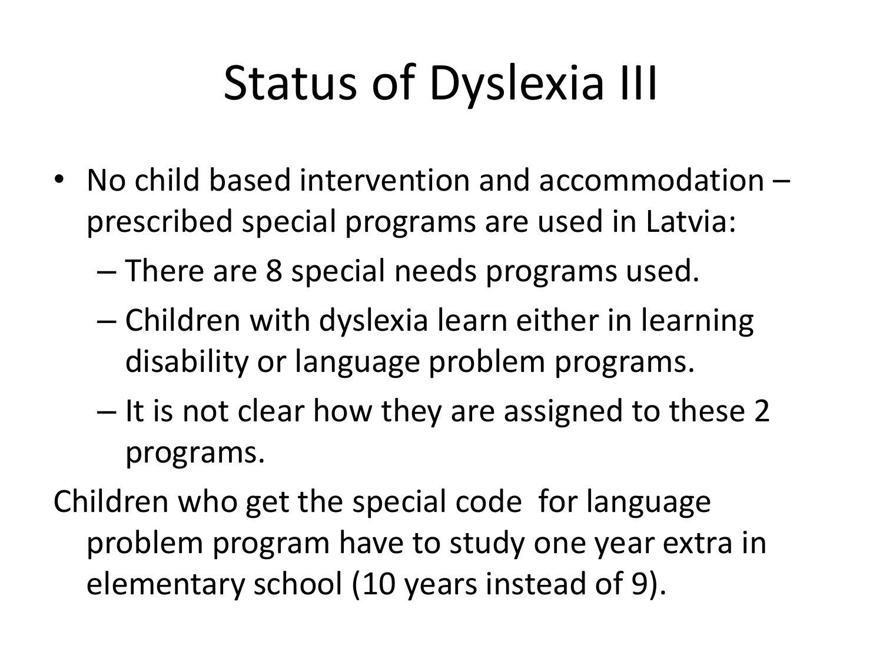# Status of Dyslexia III

- No child based intervention and accommodation – prescribed special programs are used in Latvia:
  - There are 8 special needs programs used.
  - Children with dyslexia learn either in learning disability or language problem programs.
  - It is not clear how they are assigned to these 2 programs.

Children who get the special code for language problem program have to study one year extra in elementary school (10 years instead of 9).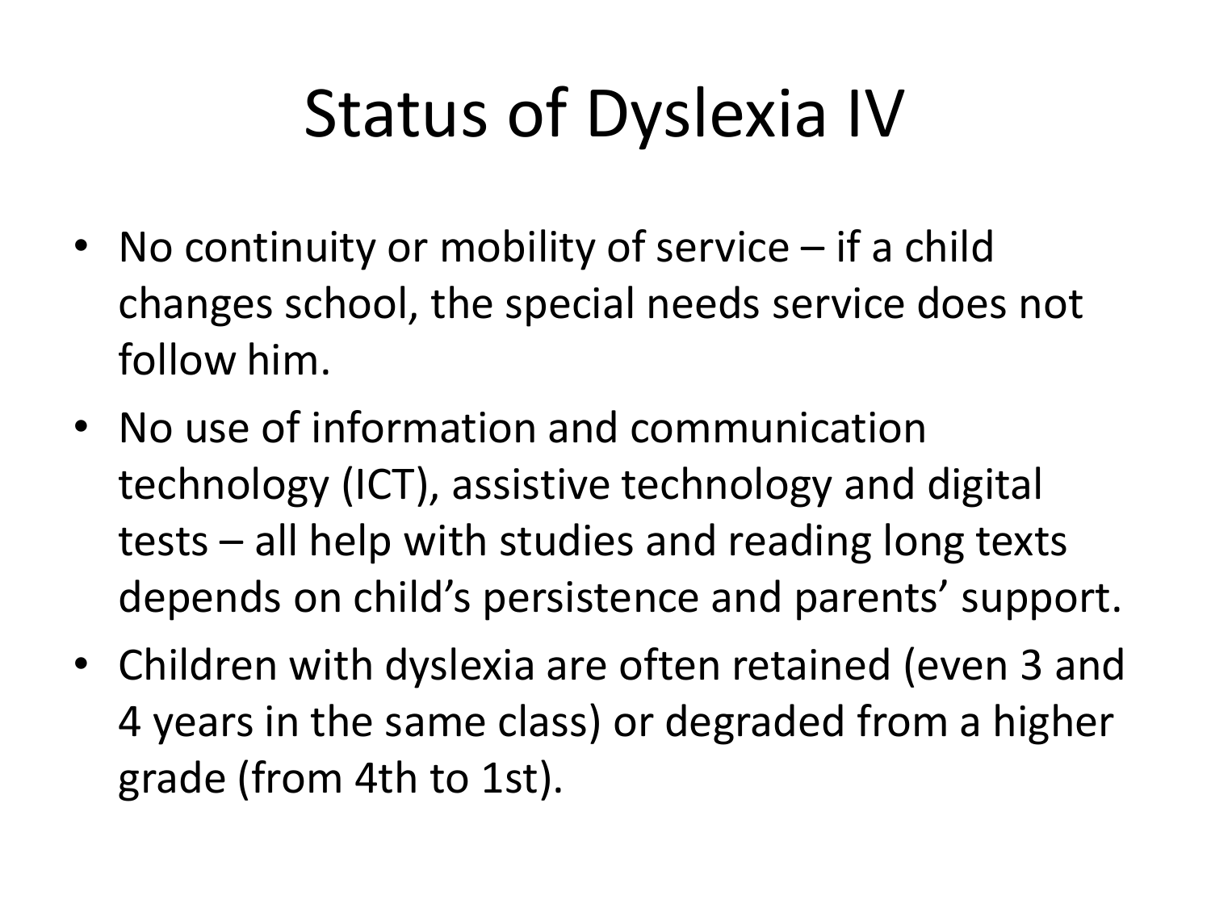# Status of Dyslexia IV

- No continuity or mobility of service – if a child changes school, the special needs service does not follow him.
- No use of information and communication technology (ICT), assistive technology and digital tests – all help with studies and reading long texts depends on child's persistence and parents' support.
- Children with dyslexia are often retained (even 3 and 4 years in the same class) or degraded from a higher grade (from 4th to 1st).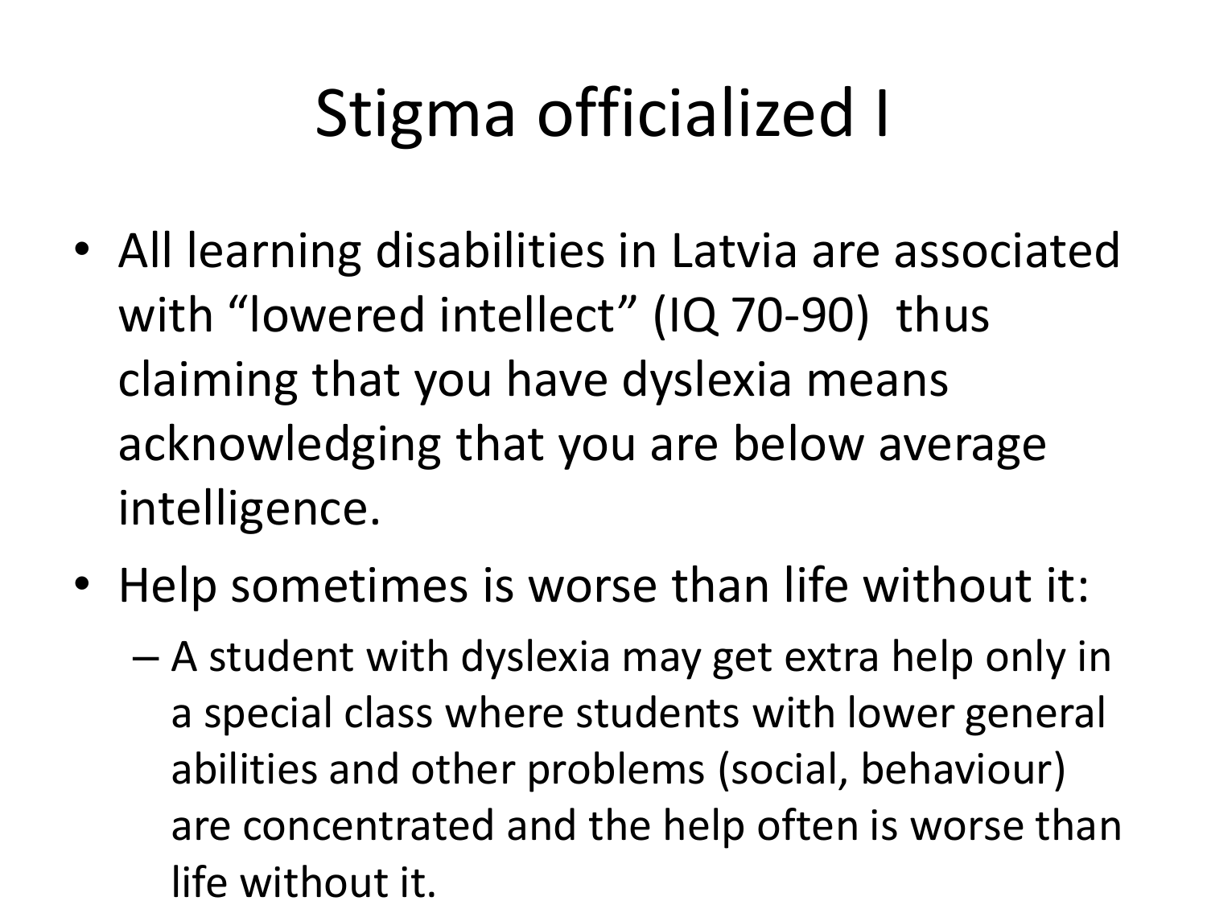# Stigma officialized I

- All learning disabilities in Latvia are associated with "lowered intellect" (IQ 70-90) thus claiming that you have dyslexia means acknowledging that you are below average intelligence.
- Help sometimes is worse than life without it:
  - A student with dyslexia may get extra help only in a special class where students with lower general abilities and other problems (social, behaviour) are concentrated and the help often is worse than life without it.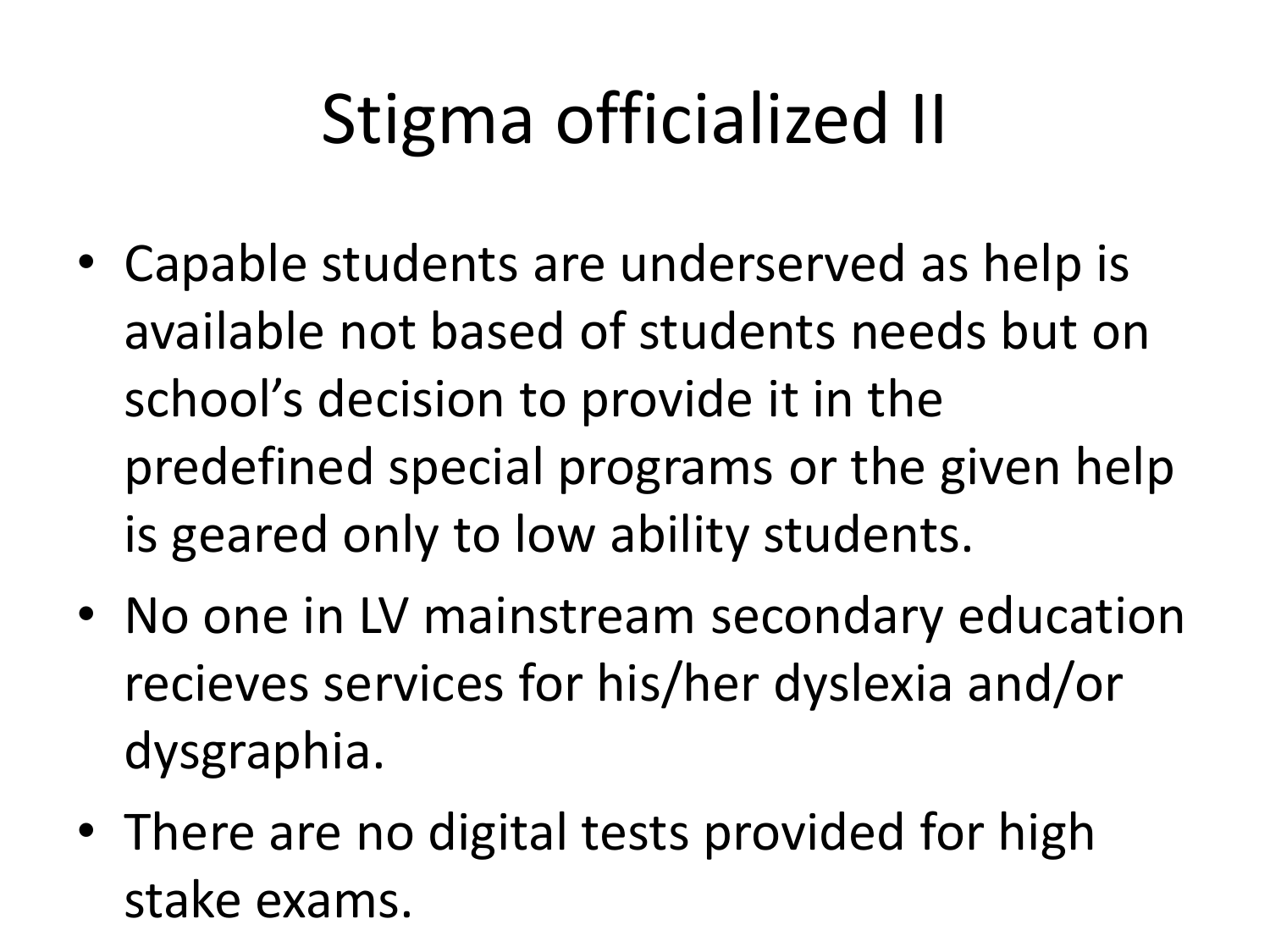# Stigma officialized II

- Capable students are underserved as help is available not based of students needs but on school's decision to provide it in the predefined special programs or the given help is geared only to low ability students.
- No one in LV mainstream secondary education recieves services for his/her dyslexia and/or dysgraphia.
- There are no digital tests provided for high stake exams.